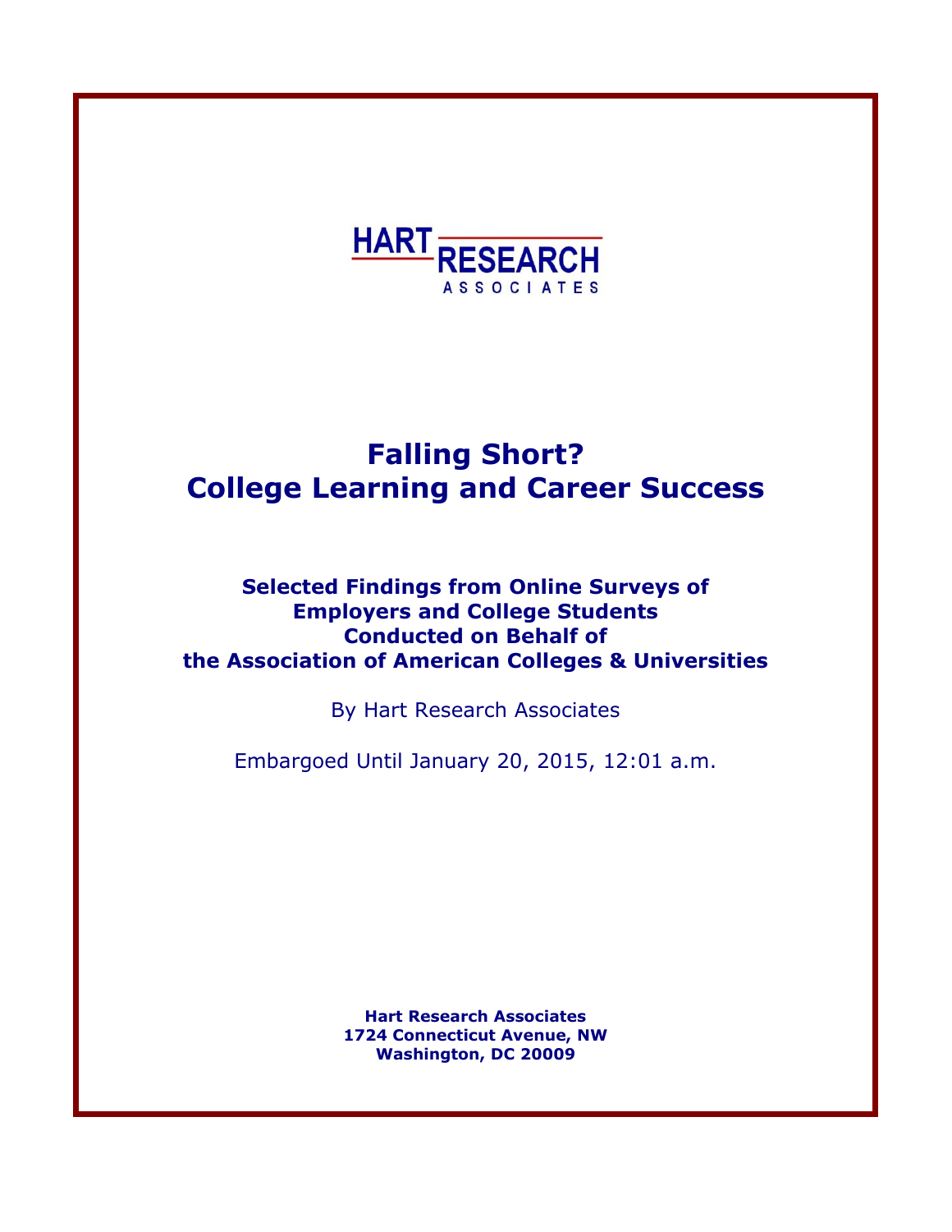HART RESEARCH
ASSOCIATES

# Falling Short?
# College Learning and Career Success

**Selected Findings from Online Surveys of**
**Employers and College Students**
**Conducted on Behalf of**
**the Association of American Colleges & Universities**

By Hart Research Associates

Embargoed Until January 20, 2015, 12:01 a.m.

**Hart Research Associates**
**1724 Connecticut Avenue, NW**
**Washington, DC 20009**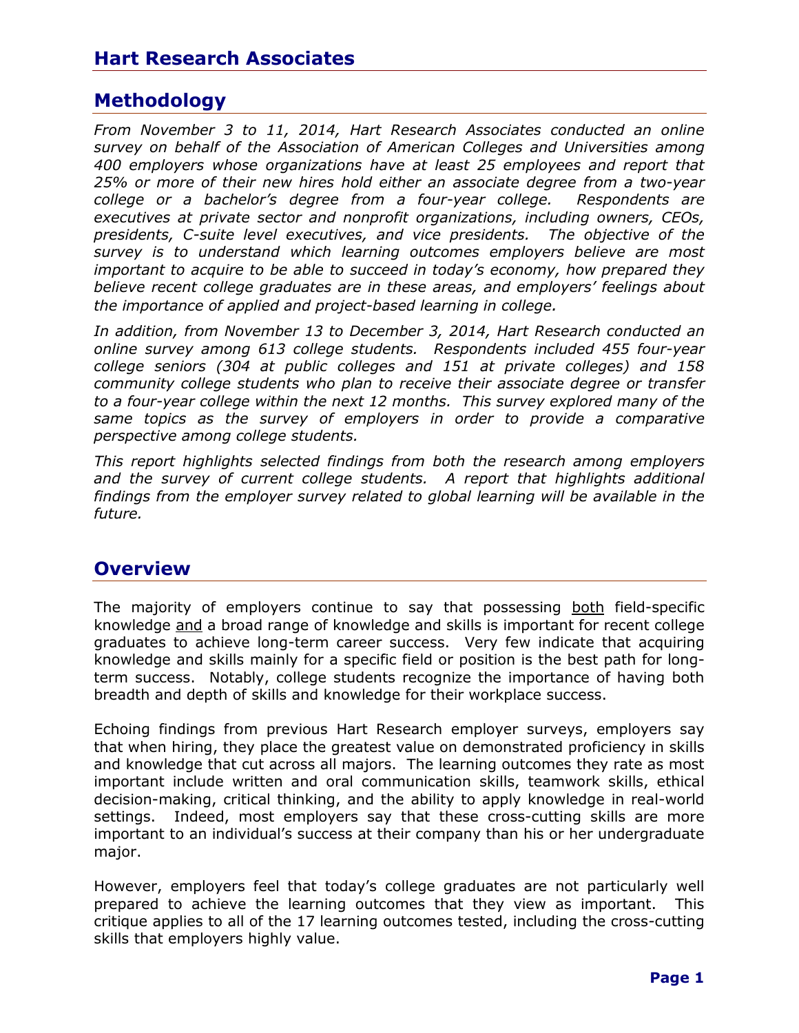## Methodology

*From November 3 to 11, 2014, Hart Research Associates conducted an online survey on behalf of the Association of American Colleges and Universities among 400 employers whose organizations have at least 25 employees and report that 25% or more of their new hires hold either an associate degree from a two-year college or a bachelor's degree from a four-year college. Respondents are executives at private sector and nonprofit organizations, including owners, CEOs, presidents, C-suite level executives, and vice presidents. The objective of the survey is to understand which learning outcomes employers believe are most important to acquire to be able to succeed in today's economy, how prepared they believe recent college graduates are in these areas, and employers' feelings about the importance of applied and project-based learning in college.*

*In addition, from November 13 to December 3, 2014, Hart Research conducted an online survey among 613 college students. Respondents included 455 four-year college seniors (304 at public colleges and 151 at private colleges) and 158 community college students who plan to receive their associate degree or transfer to a four-year college within the next 12 months. This survey explored many of the same topics as the survey of employers in order to provide a comparative perspective among college students.*

*This report highlights selected findings from both the research among employers and the survey of current college students. A report that highlights additional findings from the employer survey related to global learning will be available in the future.*

## Overview

The majority of employers continue to say that possessing <u>both</u> field-specific knowledge <u>and</u> a broad range of knowledge and skills is important for recent college graduates to achieve long-term career success. Very few indicate that acquiring knowledge and skills mainly for a specific field or position is the best path for long-term success. Notably, college students recognize the importance of having both breadth and depth of skills and knowledge for their workplace success.

Echoing findings from previous Hart Research employer surveys, employers say that when hiring, they place the greatest value on demonstrated proficiency in skills and knowledge that cut across all majors. The learning outcomes they rate as most important include written and oral communication skills, teamwork skills, ethical decision-making, critical thinking, and the ability to apply knowledge in real-world settings. Indeed, most employers say that these cross-cutting skills are more important to an individual's success at their company than his or her undergraduate major.

However, employers feel that today's college graduates are not particularly well prepared to achieve the learning outcomes that they view as important. This critique applies to all of the 17 learning outcomes tested, including the cross-cutting skills that employers highly value.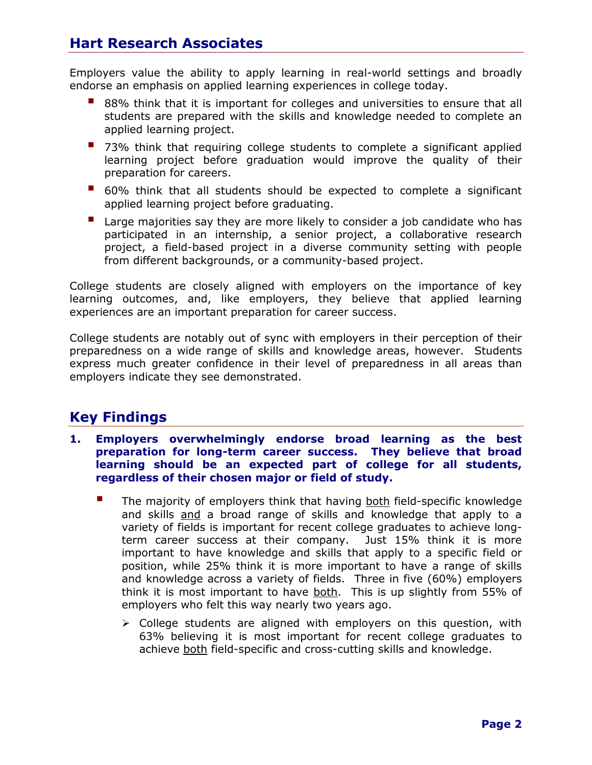Employers value the ability to apply learning in real-world settings and broadly endorse an emphasis on applied learning experiences in college today.

- 88% think that it is important for colleges and universities to ensure that all students are prepared with the skills and knowledge needed to complete an applied learning project.
- 73% think that requiring college students to complete a significant applied learning project before graduation would improve the quality of their preparation for careers.
- 60% think that all students should be expected to complete a significant applied learning project before graduating.
- Large majorities say they are more likely to consider a job candidate who has participated in an internship, a senior project, a collaborative research project, a field-based project in a diverse community setting with people from different backgrounds, or a community-based project.

College students are closely aligned with employers on the importance of key learning outcomes, and, like employers, they believe that applied learning experiences are an important preparation for career success.

College students are notably out of sync with employers in their perception of their preparedness on a wide range of skills and knowledge areas, however. Students express much greater confidence in their level of preparedness in all areas than employers indicate they see demonstrated.

## Key Findings

**1. Employers overwhelmingly endorse broad learning as the best preparation for long-term career success. They believe that broad learning should be an expected part of college for all students, regardless of their chosen major or field of study.**

- The majority of employers think that having both field-specific knowledge and skills and a broad range of skills and knowledge that apply to a variety of fields is important for recent college graduates to achieve long-term career success at their company. Just 15% think it is more important to have knowledge and skills that apply to a specific field or position, while 25% think it is more important to have a range of skills and knowledge across a variety of fields. Three in five (60%) employers think it is most important to have both. This is up slightly from 55% of employers who felt this way nearly two years ago.
  - College students are aligned with employers on this question, with 63% believing it is most important for recent college graduates to achieve both field-specific and cross-cutting skills and knowledge.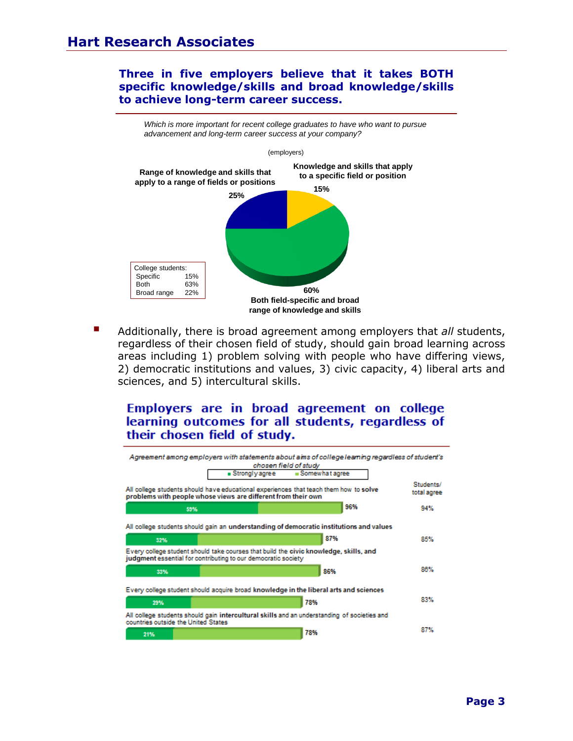**Three in five employers believe that it takes BOTH specific knowledge/skills and broad knowledge/skills to achieve long-term career success.**

*Which is more important for recent college graduates to have who want to pursue advancement and long-term career success at your company?*

(employers)

| Response | Employers |
|---|---|
| Knowledge and skills that apply to a specific field or position | 15% |
| Range of knowledge and skills that apply to a range of fields or positions | 25% |
| Both field-specific and broad range of knowledge and skills | 60% |

| College students: | |
|---|---|
| Specific | 15% |
| Both | 63% |
| Broad range | 22% |

- Additionally, there is broad agreement among employers that *all* students, regardless of their chosen field of study, should gain broad learning across areas including 1) problem solving with people who have differing views, 2) democratic institutions and values, 3) civic capacity, 4) liberal arts and sciences, and 5) intercultural skills.

**Employers are in broad agreement on college learning outcomes for all students, regardless of their chosen field of study.**

*Agreement among employers with statements about aims of college learning regardless of student's chosen field of study*

| Statement | Strongly agree | Total agree | Students/ total agree |
|---|---|---|---|
| All college students should have educational experiences that teach them how to **solve problems with people whose views are different from their own** | 59% | 96% | 94% |
| All college students should gain an **understanding of democratic institutions and values** | 32% | 87% | 85% |
| Every college student should take courses that build the **civic knowledge, skills, and judgment** essential for contributing to our democratic society | 33% | 86% | 86% |
| Every college student should acquire broad **knowledge in the liberal arts and sciences** | 29% | 78% | 83% |
| All college students should gain **intercultural skills** and an understanding of societies and countries outside the United States | 21% | 78% | 87% |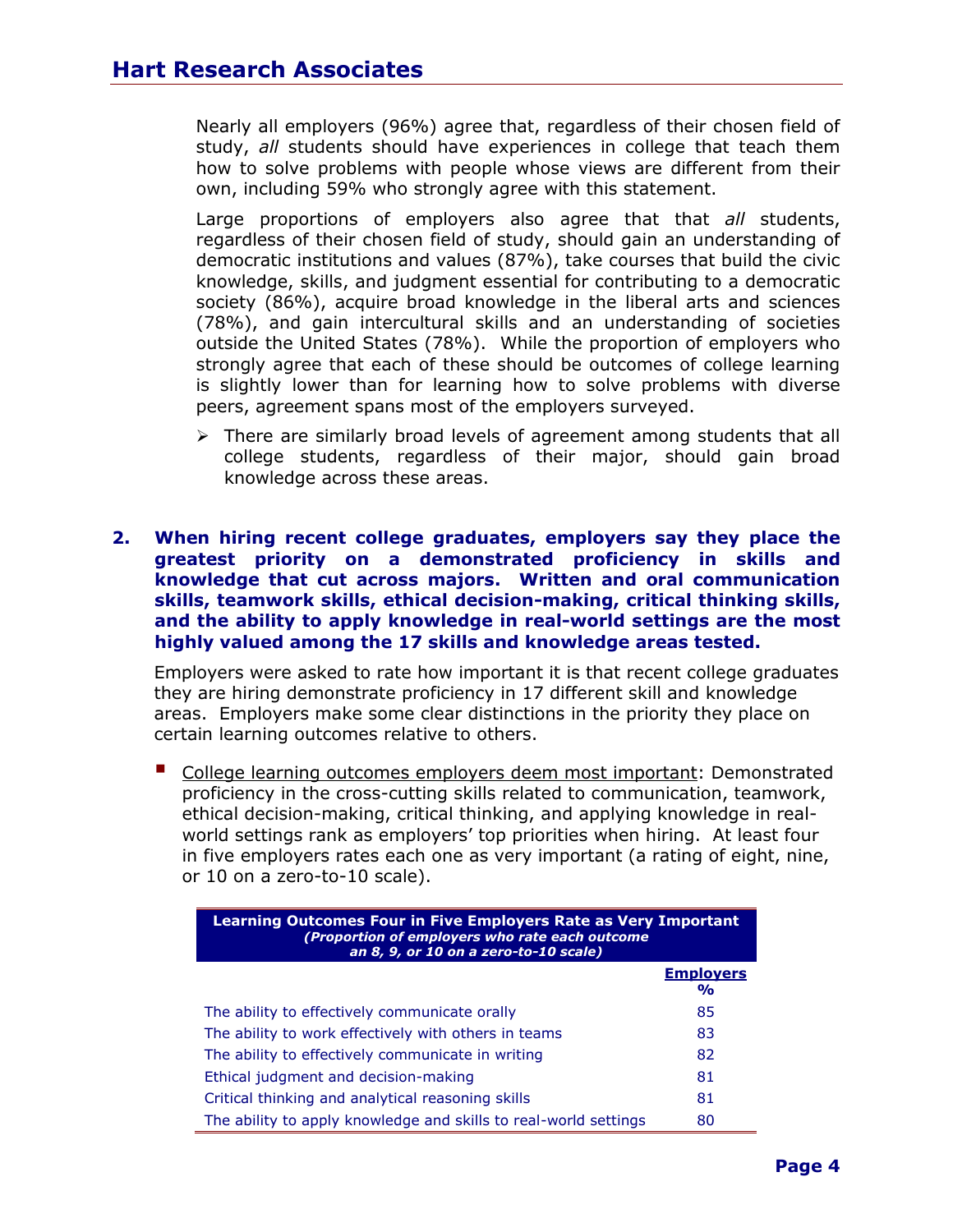Nearly all employers (96%) agree that, regardless of their chosen field of study, *all* students should have experiences in college that teach them how to solve problems with people whose views are different from their own, including 59% who strongly agree with this statement.

Large proportions of employers also agree that that *all* students, regardless of their chosen field of study, should gain an understanding of democratic institutions and values (87%), take courses that build the civic knowledge, skills, and judgment essential for contributing to a democratic society (86%), acquire broad knowledge in the liberal arts and sciences (78%), and gain intercultural skills and an understanding of societies outside the United States (78%). While the proportion of employers who strongly agree that each of these should be outcomes of college learning is slightly lower than for learning how to solve problems with diverse peers, agreement spans most of the employers surveyed.

- There are similarly broad levels of agreement among students that all college students, regardless of their major, should gain broad knowledge across these areas.

**2. When hiring recent college graduates, employers say they place the greatest priority on a demonstrated proficiency in skills and knowledge that cut across majors. Written and oral communication skills, teamwork skills, ethical decision-making, critical thinking skills, and the ability to apply knowledge in real-world settings are the most highly valued among the 17 skills and knowledge areas tested.**

Employers were asked to rate how important it is that recent college graduates they are hiring demonstrate proficiency in 17 different skill and knowledge areas. Employers make some clear distinctions in the priority they place on certain learning outcomes relative to others.

- College learning outcomes employers deem most important: Demonstrated proficiency in the cross-cutting skills related to communication, teamwork, ethical decision-making, critical thinking, and applying knowledge in real-world settings rank as employers' top priorities when hiring. At least four in five employers rates each one as very important (a rating of eight, nine, or 10 on a zero-to-10 scale).

**Learning Outcomes Four in Five Employers Rate as Very Important**
***(Proportion of employers who rate each outcome an 8, 9, or 10 on a zero-to-10 scale)***

| | Employers % |
|---|---|
| The ability to effectively communicate orally | 85 |
| The ability to work effectively with others in teams | 83 |
| The ability to effectively communicate in writing | 82 |
| Ethical judgment and decision-making | 81 |
| Critical thinking and analytical reasoning skills | 81 |
| The ability to apply knowledge and skills to real-world settings | 80 |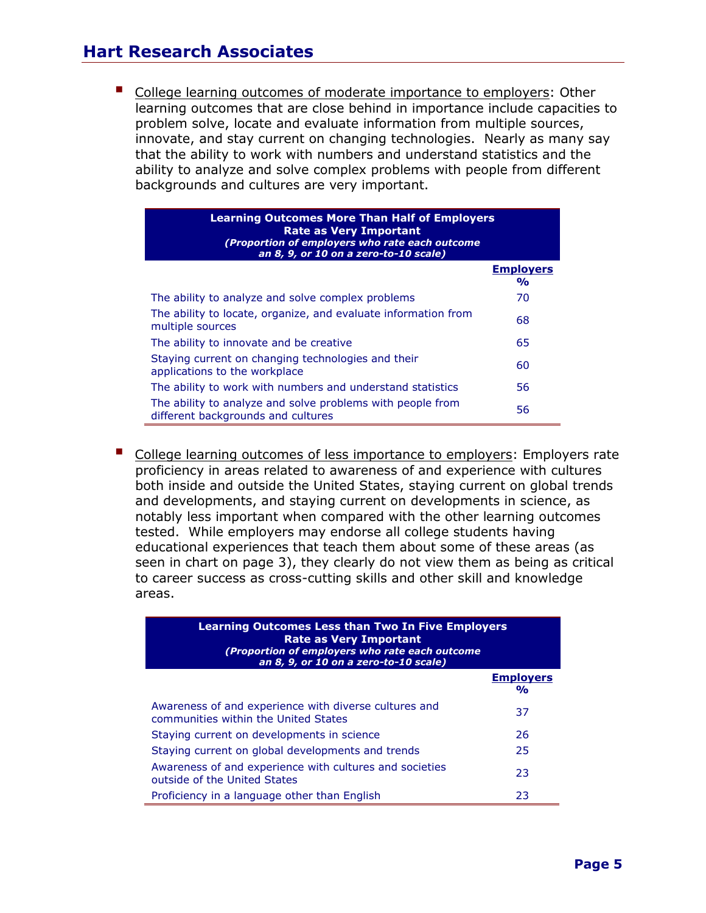- <u>College learning outcomes of moderate importance to employers</u>: Other learning outcomes that are close behind in importance include capacities to problem solve, locate and evaluate information from multiple sources, innovate, and stay current on changing technologies. Nearly as many say that the ability to work with numbers and understand statistics and the ability to analyze and solve complex problems with people from different backgrounds and cultures are very important.

| **Learning Outcomes More Than Half of Employers Rate as Very Important** *(Proportion of employers who rate each outcome an 8, 9, or 10 on a zero-to-10 scale)* | **Employers %** |
|---|---|
| The ability to analyze and solve complex problems | 70 |
| The ability to locate, organize, and evaluate information from multiple sources | 68 |
| The ability to innovate and be creative | 65 |
| Staying current on changing technologies and their applications to the workplace | 60 |
| The ability to work with numbers and understand statistics | 56 |
| The ability to analyze and solve problems with people from different backgrounds and cultures | 56 |

- <u>College learning outcomes of less importance to employers</u>: Employers rate proficiency in areas related to awareness of and experience with cultures both inside and outside the United States, staying current on global trends and developments, and staying current on developments in science, as notably less important when compared with the other learning outcomes tested. While employers may endorse all college students having educational experiences that teach them about some of these areas (as seen in chart on page 3), they clearly do not view them as being as critical to career success as cross-cutting skills and other skill and knowledge areas.

| **Learning Outcomes Less than Two In Five Employers Rate as Very Important** *(Proportion of employers who rate each outcome an 8, 9, or 10 on a zero-to-10 scale)* | **Employers %** |
|---|---|
| Awareness of and experience with diverse cultures and communities within the United States | 37 |
| Staying current on developments in science | 26 |
| Staying current on global developments and trends | 25 |
| Awareness of and experience with cultures and societies outside of the United States | 23 |
| Proficiency in a language other than English | 23 |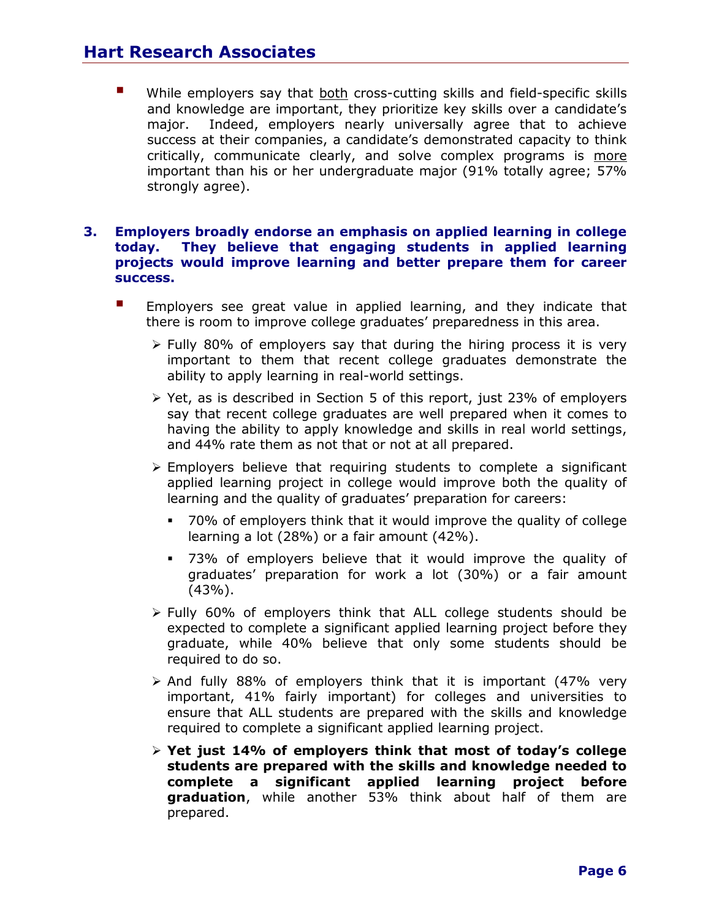- While employers say that both cross-cutting skills and field-specific skills and knowledge are important, they prioritize key skills over a candidate's major. Indeed, employers nearly universally agree that to achieve success at their companies, a candidate's demonstrated capacity to think critically, communicate clearly, and solve complex programs is more important than his or her undergraduate major (91% totally agree; 57% strongly agree).

### 3. Employers broadly endorse an emphasis on applied learning in college today. They believe that engaging students in applied learning projects would improve learning and better prepare them for career success.

- Employers see great value in applied learning, and they indicate that there is room to improve college graduates' preparedness in this area.
  - Fully 80% of employers say that during the hiring process it is very important to them that recent college graduates demonstrate the ability to apply learning in real-world settings.
  - Yet, as is described in Section 5 of this report, just 23% of employers say that recent college graduates are well prepared when it comes to having the ability to apply knowledge and skills in real world settings, and 44% rate them as not that or not at all prepared.
  - Employers believe that requiring students to complete a significant applied learning project in college would improve both the quality of learning and the quality of graduates' preparation for careers:
    - 70% of employers think that it would improve the quality of college learning a lot (28%) or a fair amount (42%).
    - 73% of employers believe that it would improve the quality of graduates' preparation for work a lot (30%) or a fair amount (43%).
  - Fully 60% of employers think that ALL college students should be expected to complete a significant applied learning project before they graduate, while 40% believe that only some students should be required to do so.
  - And fully 88% of employers think that it is important (47% very important, 41% fairly important) for colleges and universities to ensure that ALL students are prepared with the skills and knowledge required to complete a significant applied learning project.
  - **Yet just 14% of employers think that most of today's college students are prepared with the skills and knowledge needed to complete a significant applied learning project before graduation**, while another 53% think about half of them are prepared.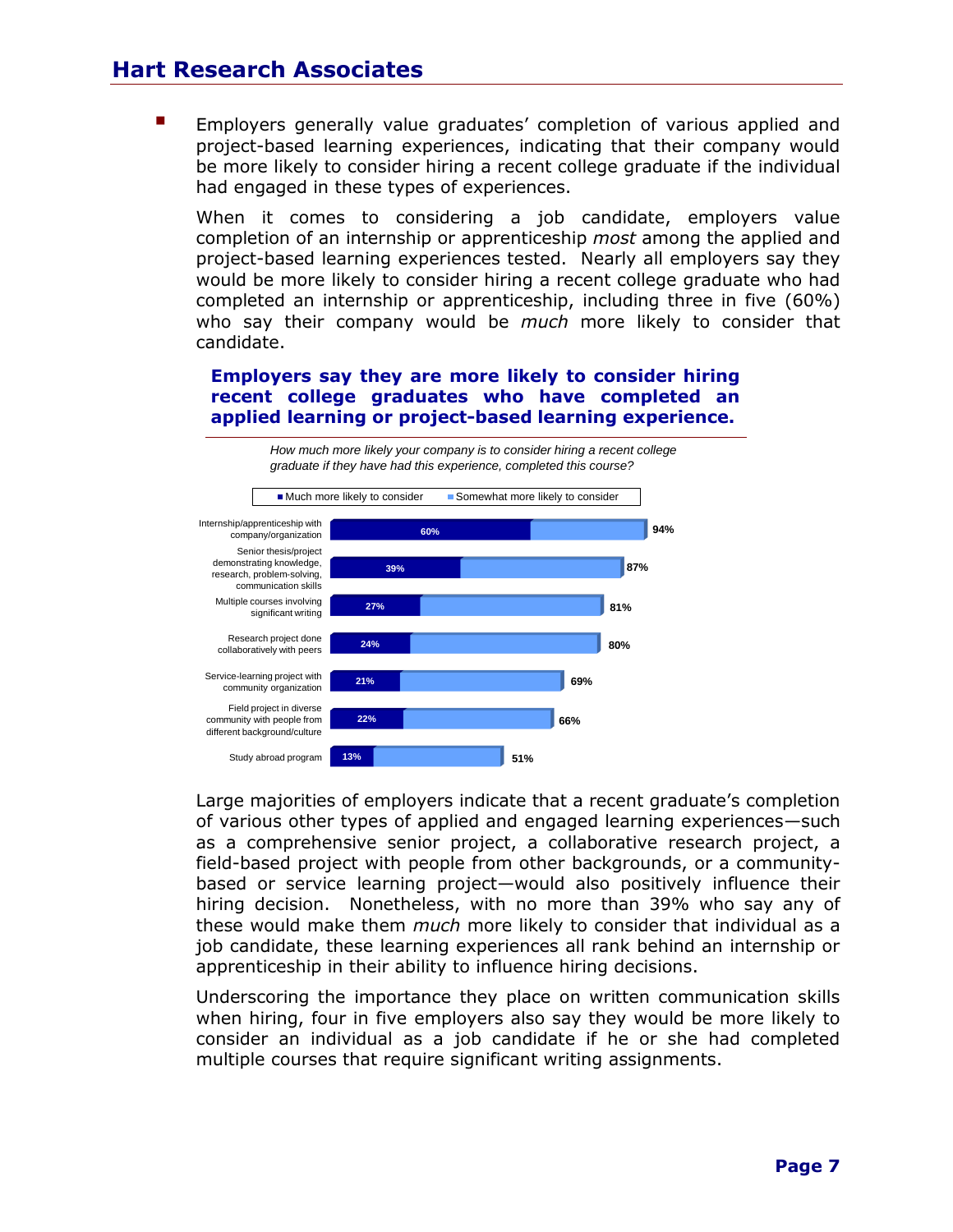- Employers generally value graduates' completion of various applied and project-based learning experiences, indicating that their company would be more likely to consider hiring a recent college graduate if the individual had engaged in these types of experiences.

  When it comes to considering a job candidate, employers value completion of an internship or apprenticeship *most* among the applied and project-based learning experiences tested. Nearly all employers say they would be more likely to consider hiring a recent college graduate who had completed an internship or apprenticeship, including three in five (60%) who say their company would be *much* more likely to consider that candidate.

**Employers say they are more likely to consider hiring recent college graduates who have completed an applied learning or project-based learning experience.**

*How much more likely your company is to consider hiring a recent college graduate if they have had this experience, completed this course?*

| Experience | Much more likely to consider | Total more likely to consider (much + somewhat) |
|---|---|---|
| Internship/apprenticeship with company/organization | 60% | 94% |
| Senior thesis/project demonstrating knowledge, research, problem-solving, communication skills | 39% | 87% |
| Multiple courses involving significant writing | 27% | 81% |
| Research project done collaboratively with peers | 24% | 80% |
| Service-learning project with community organization | 21% | 69% |
| Field project in diverse community with people from different background/culture | 22% | 66% |
| Study abroad program | 13% | 51% |

Large majorities of employers indicate that a recent graduate's completion of various other types of applied and engaged learning experiences—such as a comprehensive senior project, a collaborative research project, a field-based project with people from other backgrounds, or a community-based or service learning project—would also positively influence their hiring decision. Nonetheless, with no more than 39% who say any of these would make them *much* more likely to consider that individual as a job candidate, these learning experiences all rank behind an internship or apprenticeship in their ability to influence hiring decisions.

Underscoring the importance they place on written communication skills when hiring, four in five employers also say they would be more likely to consider an individual as a job candidate if he or she had completed multiple courses that require significant writing assignments.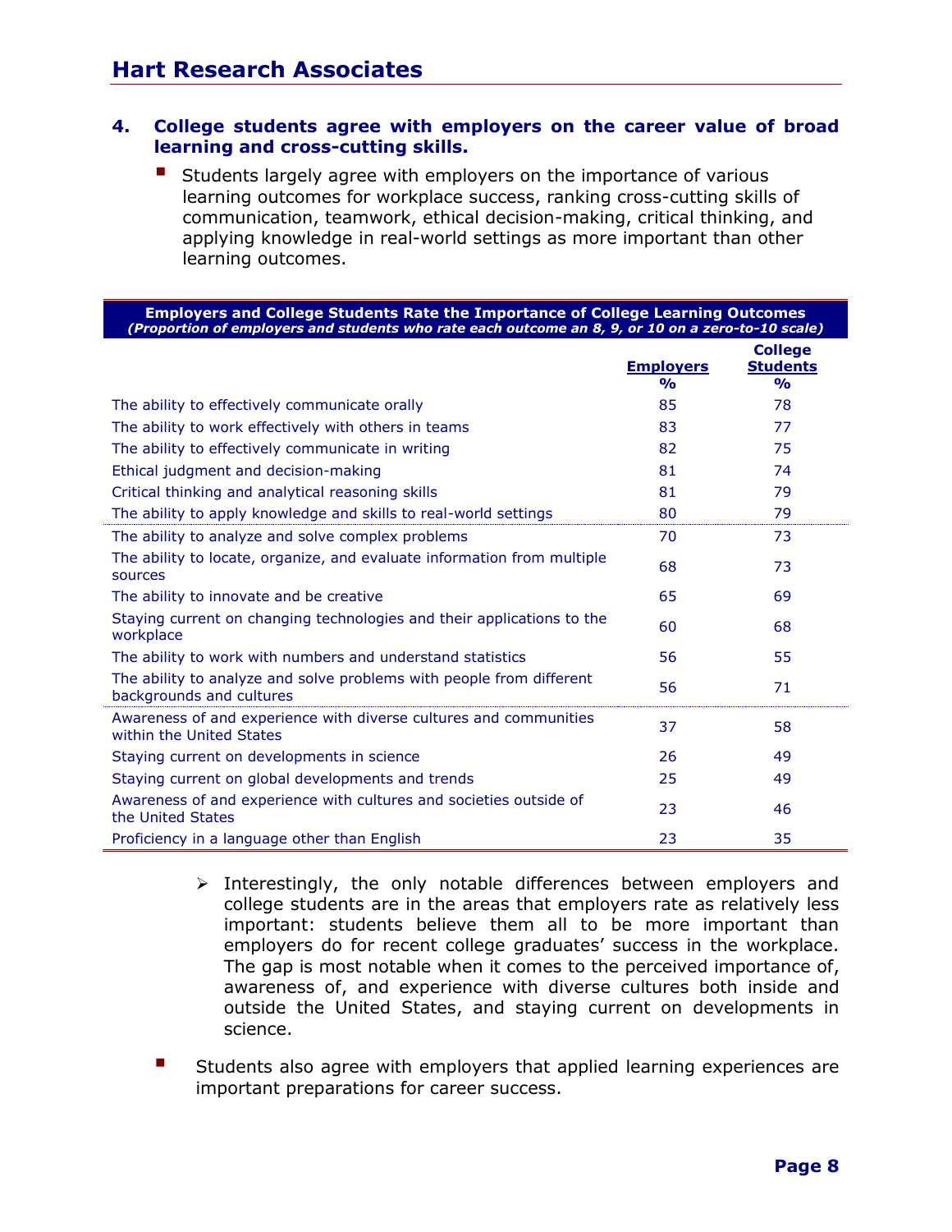## 4. College students agree with employers on the career value of broad learning and cross-cutting skills.

- Students largely agree with employers on the importance of various learning outcomes for workplace success, ranking cross-cutting skills of communication, teamwork, ethical decision-making, critical thinking, and applying knowledge in real-world settings as more important than other learning outcomes.

**Employers and College Students Rate the Importance of College Learning Outcomes**
*(Proportion of employers and students who rate each outcome an 8, 9, or 10 on a zero-to-10 scale)*

| | Employers % | College Students % |
|---|---|---|
| The ability to effectively communicate orally | 85 | 78 |
| The ability to work effectively with others in teams | 83 | 77 |
| The ability to effectively communicate in writing | 82 | 75 |
| Ethical judgment and decision-making | 81 | 74 |
| Critical thinking and analytical reasoning skills | 81 | 79 |
| The ability to apply knowledge and skills to real-world settings | 80 | 79 |
| The ability to analyze and solve complex problems | 70 | 73 |
| The ability to locate, organize, and evaluate information from multiple sources | 68 | 73 |
| The ability to innovate and be creative | 65 | 69 |
| Staying current on changing technologies and their applications to the workplace | 60 | 68 |
| The ability to work with numbers and understand statistics | 56 | 55 |
| The ability to analyze and solve problems with people from different backgrounds and cultures | 56 | 71 |
| Awareness of and experience with diverse cultures and communities within the United States | 37 | 58 |
| Staying current on developments in science | 26 | 49 |
| Staying current on global developments and trends | 25 | 49 |
| Awareness of and experience with cultures and societies outside of the United States | 23 | 46 |
| Proficiency in a language other than English | 23 | 35 |

  - Interestingly, the only notable differences between employers and college students are in the areas that employers rate as relatively less important: students believe them all to be more important than employers do for recent college graduates' success in the workplace. The gap is most notable when it comes to the perceived importance of, awareness of, and experience with diverse cultures both inside and outside the United States, and staying current on developments in science.

- Students also agree with employers that applied learning experiences are important preparations for career success.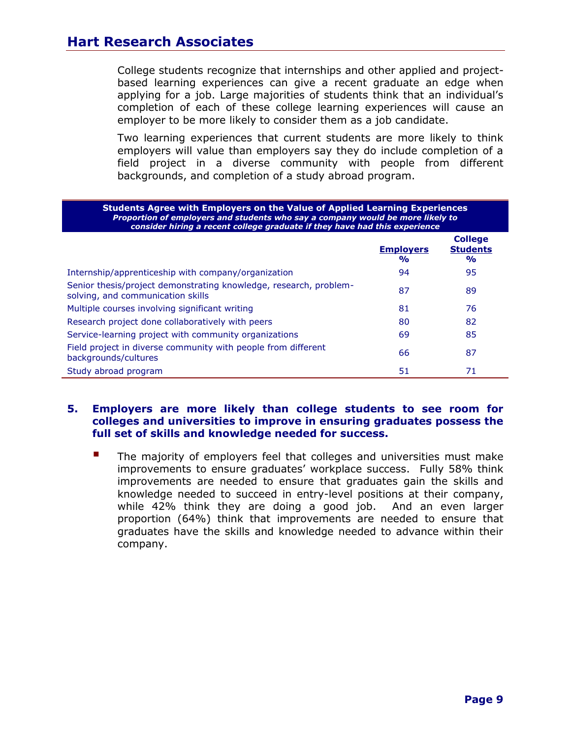College students recognize that internships and other applied and project-based learning experiences can give a recent graduate an edge when applying for a job. Large majorities of students think that an individual's completion of each of these college learning experiences will cause an employer to be more likely to consider them as a job candidate.

Two learning experiences that current students are more likely to think employers will value than employers say they do include completion of a field project in a diverse community with people from different backgrounds, and completion of a study abroad program.

**Students Agree with Employers on the Value of Applied Learning Experiences**
***Proportion of employers and students who say a company would be more likely to consider hiring a recent college graduate if they have had this experience***

| | Employers % | College Students % |
|---|---|---|
| Internship/apprenticeship with company/organization | 94 | 95 |
| Senior thesis/project demonstrating knowledge, research, problem-solving, and communication skills | 87 | 89 |
| Multiple courses involving significant writing | 81 | 76 |
| Research project done collaboratively with peers | 80 | 82 |
| Service-learning project with community organizations | 69 | 85 |
| Field project in diverse community with people from different backgrounds/cultures | 66 | 87 |
| Study abroad program | 51 | 71 |

## 5. Employers are more likely than college students to see room for colleges and universities to improve in ensuring graduates possess the full set of skills and knowledge needed for success.

- The majority of employers feel that colleges and universities must make improvements to ensure graduates' workplace success. Fully 58% think improvements are needed to ensure that graduates gain the skills and knowledge needed to succeed in entry-level positions at their company, while 42% think they are doing a good job. And an even larger proportion (64%) think that improvements are needed to ensure that graduates have the skills and knowledge needed to advance within their company.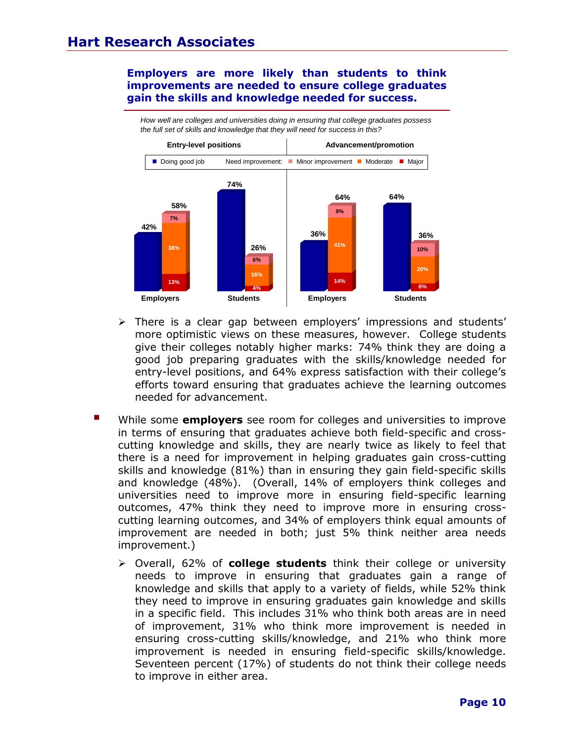**Employers are more likely than students to think improvements are needed to ensure college graduates gain the skills and knowledge needed for success.**

*How well are colleges and universities doing in ensuring that college graduates possess the full set of skills and knowledge that they will need for success in this?*

| | Entry-level positions | | Advancement/promotion | |
|---|---|---|---|---|
| | Employers | Students | Employers | Students |
| Doing good job | 42% | 74% | 36% | 64% |
| Need improvement (total) | 58% | 26% | 64% | 36% |
| Minor improvement | 7% | 6% | 9% | 10% |
| Moderate | 38% | 16% | 41% | 20% |
| Major | 13% | 4% | 14% | 6% |

- There is a clear gap between employers' impressions and students' more optimistic views on these measures, however. College students give their colleges notably higher marks: 74% think they are doing a good job preparing graduates with the skills/knowledge needed for entry-level positions, and 64% express satisfaction with their college's efforts toward ensuring that graduates achieve the learning outcomes needed for advancement.

- While some **employers** see room for colleges and universities to improve in terms of ensuring that graduates achieve both field-specific and cross-cutting knowledge and skills, they are nearly twice as likely to feel that there is a need for improvement in helping graduates gain cross-cutting skills and knowledge (81%) than in ensuring they gain field-specific skills and knowledge (48%). (Overall, 14% of employers think colleges and universities need to improve more in ensuring field-specific learning outcomes, 47% think they need to improve more in ensuring cross-cutting learning outcomes, and 34% of employers think equal amounts of improvement are needed in both; just 5% think neither area needs improvement.)

  - Overall, 62% of **college students** think their college or university needs to improve in ensuring that graduates gain a range of knowledge and skills that apply to a variety of fields, while 52% think they need to improve in ensuring graduates gain knowledge and skills in a specific field. This includes 31% who think both areas are in need of improvement, 31% who think more improvement is needed in ensuring cross-cutting skills/knowledge, and 21% who think more improvement is needed in ensuring field-specific skills/knowledge. Seventeen percent (17%) of students do not think their college needs to improve in either area.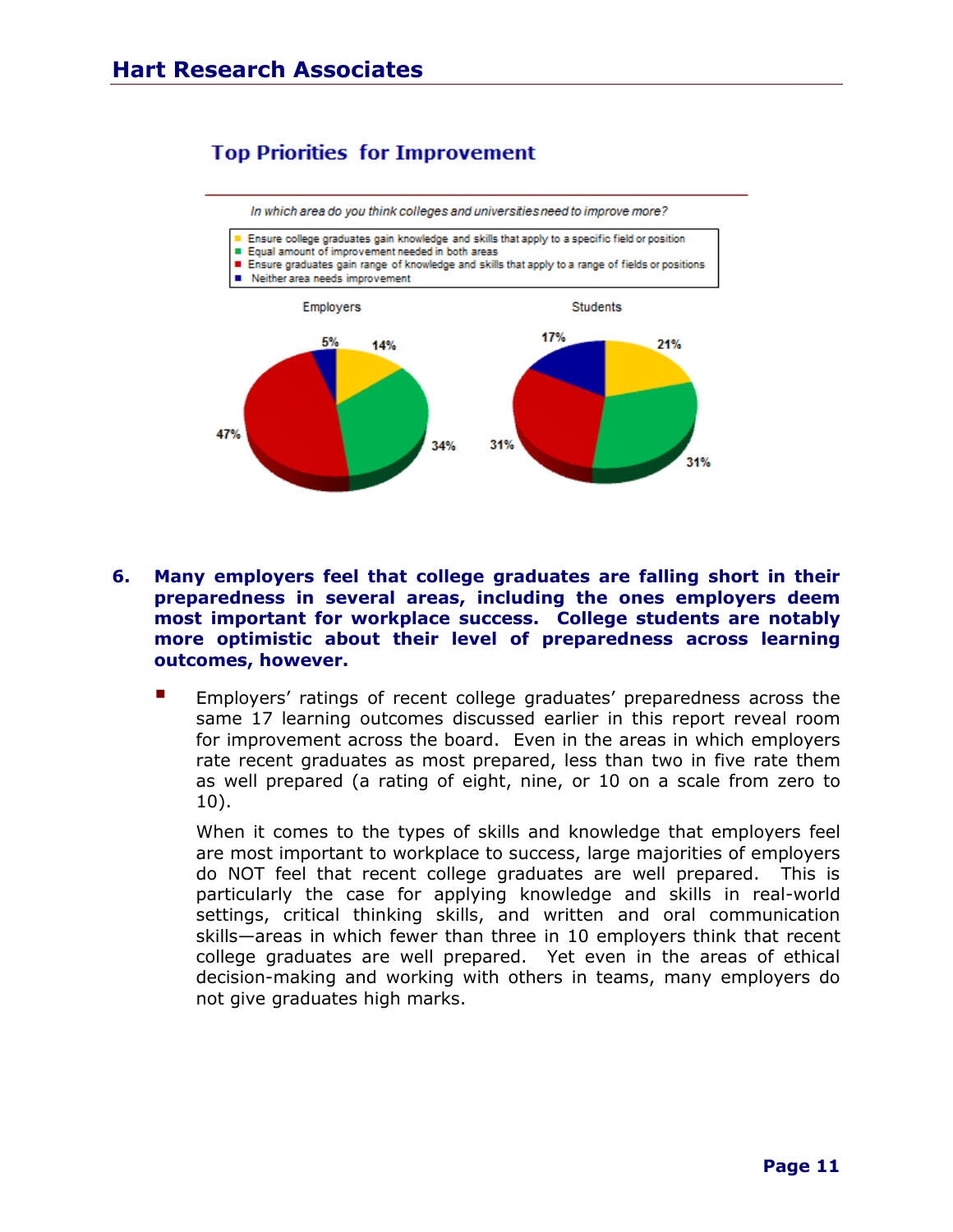## Top Priorities for Improvement

*In which area do you think colleges and universities need to improve more?*

- Ensure college graduates gain knowledge and skills that apply to a specific field or position
- Equal amount of improvement needed in both areas
- Ensure graduates gain range of knowledge and skills that apply to a range of fields or positions
- Neither area needs improvement

| | Employers | Students |
|---|---|---|
| Ensure college graduates gain knowledge and skills that apply to a specific field or position | 14% | 21% |
| Equal amount of improvement needed in both areas | 34% | 31% |
| Ensure graduates gain range of knowledge and skills that apply to a range of fields or positions | 47% | 31% |
| Neither area needs improvement | 5% | 17% |

**6. Many employers feel that college graduates are falling short in their preparedness in several areas, including the ones employers deem most important for workplace success. College students are notably more optimistic about their level of preparedness across learning outcomes, however.**

- Employers' ratings of recent college graduates' preparedness across the same 17 learning outcomes discussed earlier in this report reveal room for improvement across the board. Even in the areas in which employers rate recent graduates as most prepared, less than two in five rate them as well prepared (a rating of eight, nine, or 10 on a scale from zero to 10).

  When it comes to the types of skills and knowledge that employers feel are most important to workplace to success, large majorities of employers do NOT feel that recent college graduates are well prepared. This is particularly the case for applying knowledge and skills in real-world settings, critical thinking skills, and written and oral communication skills—areas in which fewer than three in 10 employers think that recent college graduates are well prepared. Yet even in the areas of ethical decision-making and working with others in teams, many employers do not give graduates high marks.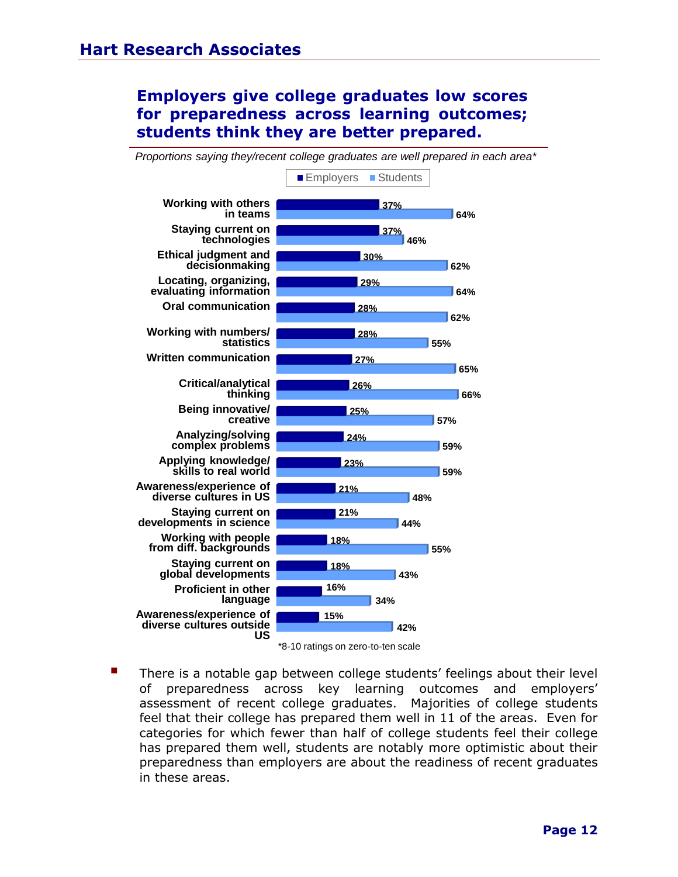## Employers give college graduates low scores for preparedness across learning outcomes; students think they are better prepared.

*Proportions saying they/recent college graduates are well prepared in each area**

| | Employers | Students |
|---|---|---|
| Working with others in teams | 37% | 64% |
| Staying current on technologies | 37% | 46% |
| Ethical judgment and decisionmaking | 30% | 62% |
| Locating, organizing, evaluating information | 29% | 64% |
| Oral communication | 28% | 62% |
| Working with numbers/ statistics | 28% | 55% |
| Written communication | 27% | 65% |
| Critical/analytical thinking | 26% | 66% |
| Being innovative/ creative | 25% | 57% |
| Analyzing/solving complex problems | 24% | 59% |
| Applying knowledge/ skills to real world | 23% | 59% |
| Awareness/experience of diverse cultures in US | 21% | 48% |
| Staying current on developments in science | 21% | 44% |
| Working with people from diff. backgrounds | 18% | 55% |
| Staying current on global developments | 18% | 43% |
| Proficient in other language | 16% | 34% |
| Awareness/experience of diverse cultures outside US | 15% | 42% |

*8-10 ratings on zero-to-ten scale

- There is a notable gap between college students' feelings about their level of preparedness across key learning outcomes and employers' assessment of recent college graduates. Majorities of college students feel that their college has prepared them well in 11 of the areas. Even for categories for which fewer than half of college students feel their college has prepared them well, students are notably more optimistic about their preparedness than employers are about the readiness of recent graduates in these areas.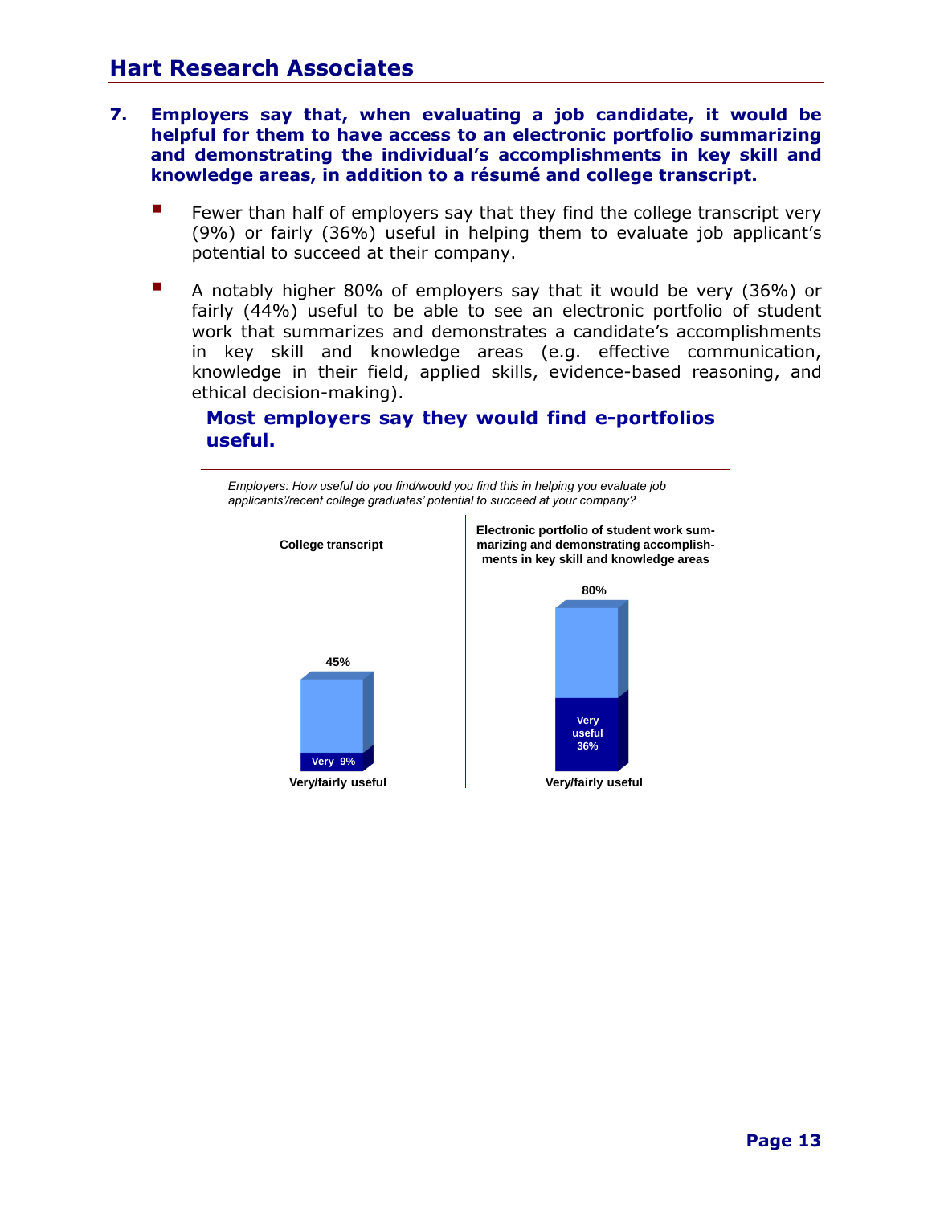7. **Employers say that, when evaluating a job candidate, it would be helpful for them to have access to an electronic portfolio summarizing and demonstrating the individual's accomplishments in key skill and knowledge areas, in addition to a résumé and college transcript.**

- Fewer than half of employers say that they find the college transcript very (9%) or fairly (36%) useful in helping them to evaluate job applicant's potential to succeed at their company.

- A notably higher 80% of employers say that it would be very (36%) or fairly (44%) useful to be able to see an electronic portfolio of student work that summarizes and demonstrates a candidate's accomplishments in key skill and knowledge areas (e.g. effective communication, knowledge in their field, applied skills, evidence-based reasoning, and ethical decision-making).

### Most employers say they would find e-portfolios useful.

*Employers: How useful do you find/would you find this in helping you evaluate job applicants'/recent college graduates' potential to succeed at your company?*

**College transcript**

45%

Very 9%

Very/fairly useful

**Electronic portfolio of student work summarizing and demonstrating accomplishments in key skill and knowledge areas**

80%

Very useful 36%

Very/fairly useful